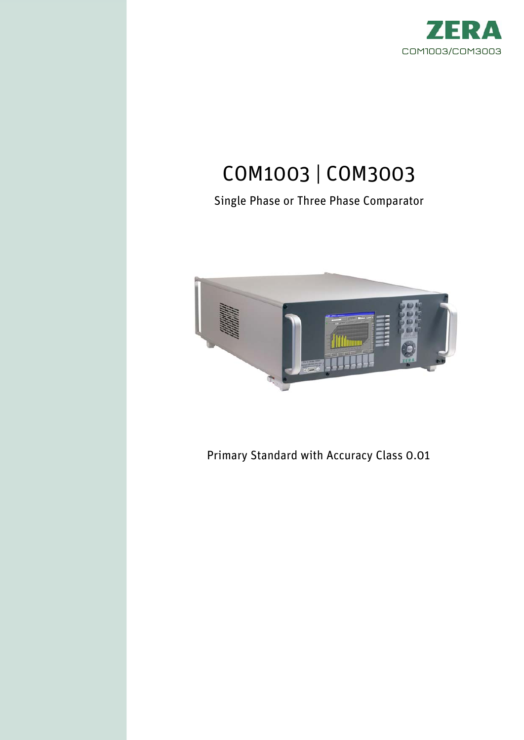ZERA

COM1003/COM3003

# COM1003 | COM3003

Single Phase or Three Phase Comparator

Primary Standard with Accuracy Class 0.01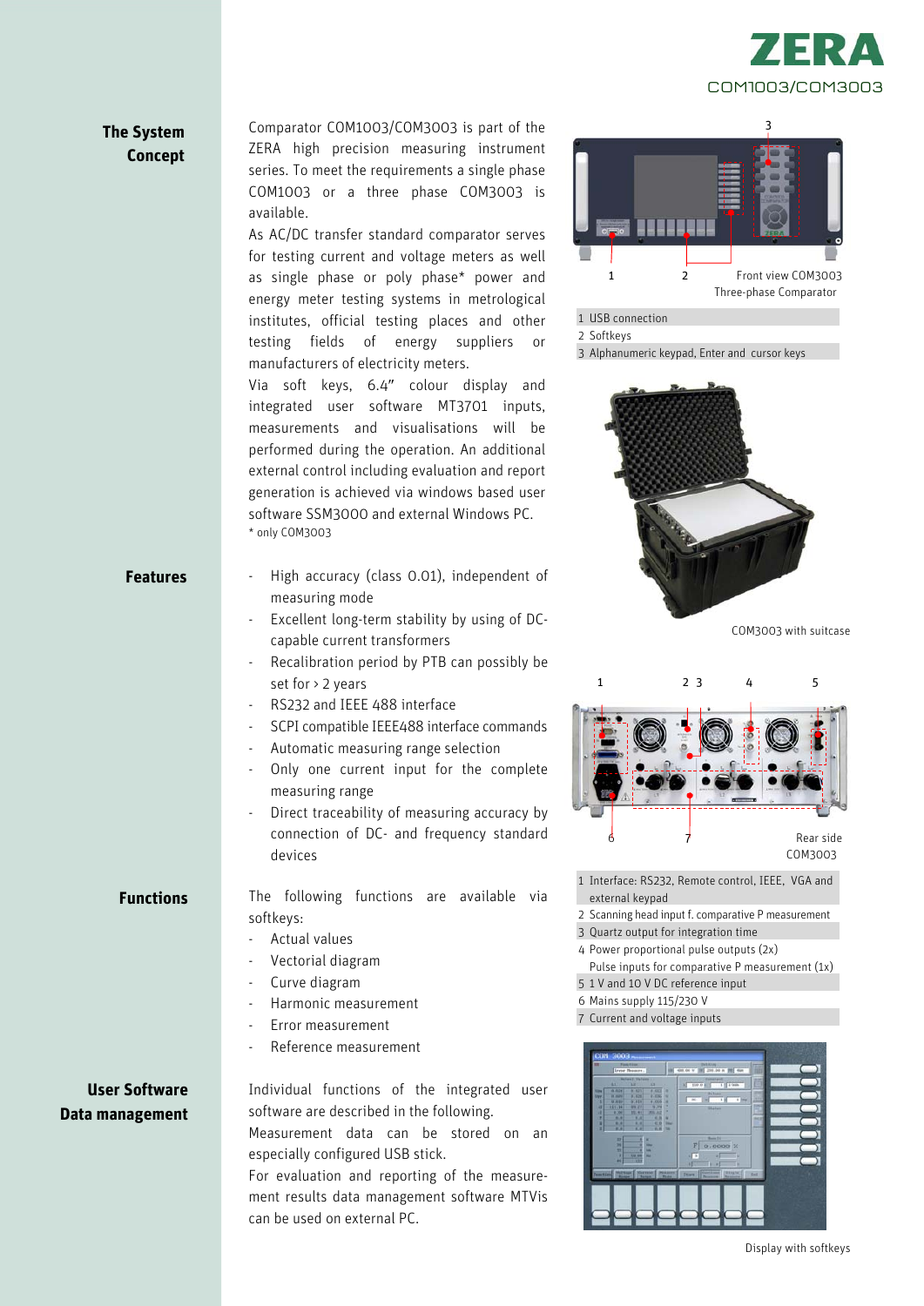## The System Concept

Comparator COM1003/COM3003 is part of the ZERA high precision measuring instrument series. To meet the requirements a single phase COM1003 or a three phase COM3003 is available.

As AC/DC transfer standard comparator serves for testing current and voltage meters as well as single phase or poly phase* power and energy meter testing systems in metrological institutes, official testing places and other testing fields of energy suppliers or manufacturers of electricity meters.

Via soft keys, 6.4" colour display and integrated user software MT3701 inputs, measurements and visualisations will be performed during the operation. An additional external control including evaluation and report generation is achieved via windows based user software SSM3000 and external Windows PC.

\* only COM3003

## Features

- High accuracy (class 0.01), independent of measuring mode
- Excellent long-term stability by using of DC-capable current transformers
- Recalibration period by PTB can possibly be set for > 2 years
- RS232 and IEEE 488 interface
- SCPI compatible IEEE488 interface commands
- Automatic measuring range selection
- Only one current input for the complete measuring range
- Direct traceability of measuring accuracy by connection of DC- and frequency standard devices

## Functions

The following functions are available via softkeys:

- Actual values
- Vectorial diagram
- Curve diagram
- Harmonic measurement
- Error measurement
- Reference measurement

## User Software Data management

Individual functions of the integrated user software are described in the following.

Measurement data can be stored on an especially configured USB stick.

For evaluation and reporting of the measurement results data management software MTVis can be used on external PC.

Front view COM3003 Three-phase Comparator

1 USB connection
2 Softkeys
3 Alphanumeric keypad, Enter and cursor keys

COM3003 with suitcase

Rear side COM3003

1 Interface: RS232, Remote control, IEEE, VGA and external keypad
2 Scanning head input f. comparative P measurement
3 Quartz output for integration time
4 Power proportional pulse outputs (2x) Pulse inputs for comparative P measurement (1x)
5 1 V and 10 V DC reference input
6 Mains supply 115/230 V
7 Current and voltage inputs

Display with softkeys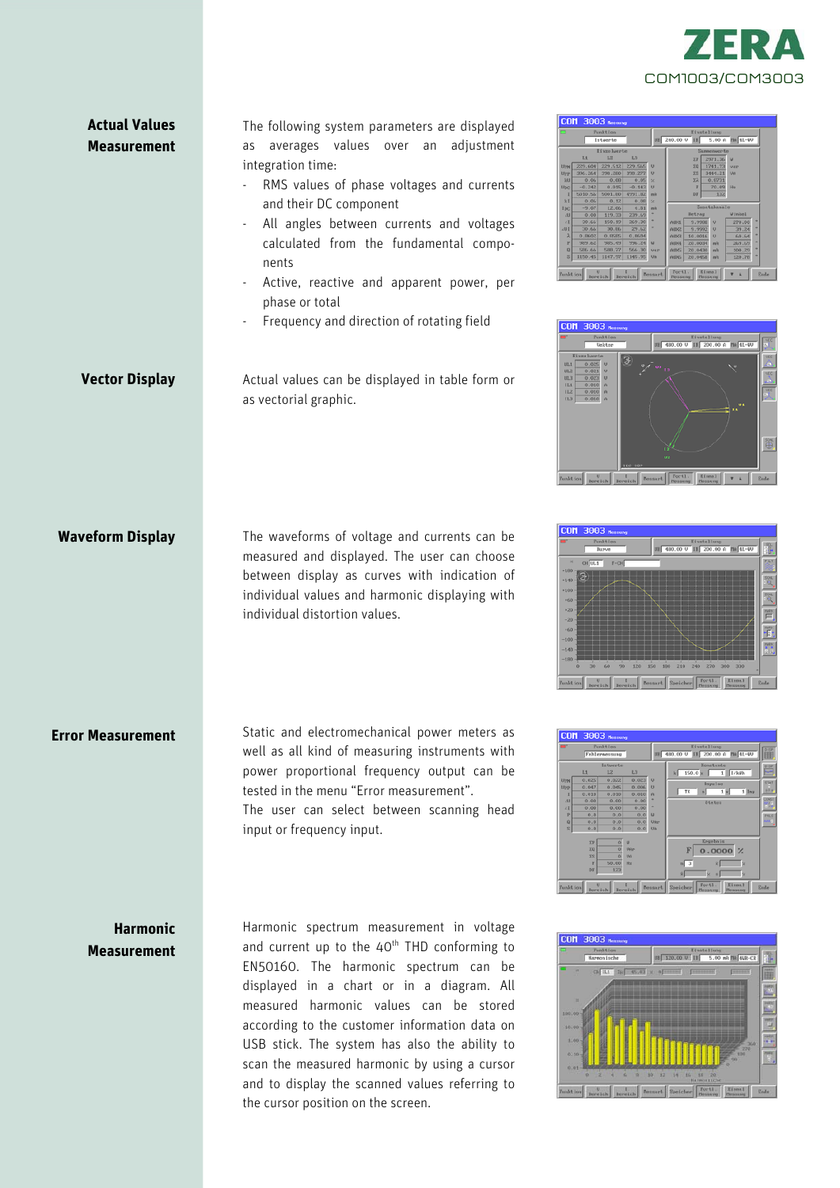## Actual Values Measurement

The following system parameters are displayed as averages values over an adjustment integration time:

- RMS values of phase voltages and currents and their DC component
- All angles between currents and voltages calculated from the fundamental components
- Active, reactive and apparent power, per phase or total
- Frequency and direction of rotating field

## Vector Display

Actual values can be displayed in table form or as vectorial graphic.

## Waveform Display

The waveforms of voltage and currents can be measured and displayed. The user can choose between display as curves with indication of individual values and harmonic displaying with individual distortion values.

## Error Measurement

Static and electromechanical power meters as well as all kind of measuring instruments with power proportional frequency output can be tested in the menu "Error measurement".
The user can select between scanning head input or frequency input.

## Harmonic Measurement

Harmonic spectrum measurement in voltage and current up to the 40th THD conforming to EN50160. The harmonic spectrum can be displayed in a chart or in a diagram. All measured harmonic values can be stored according to the customer information data on USB stick. The system has also the ability to scan the measured harmonic by using a cursor and to display the scanned values referring to the cursor position on the screen.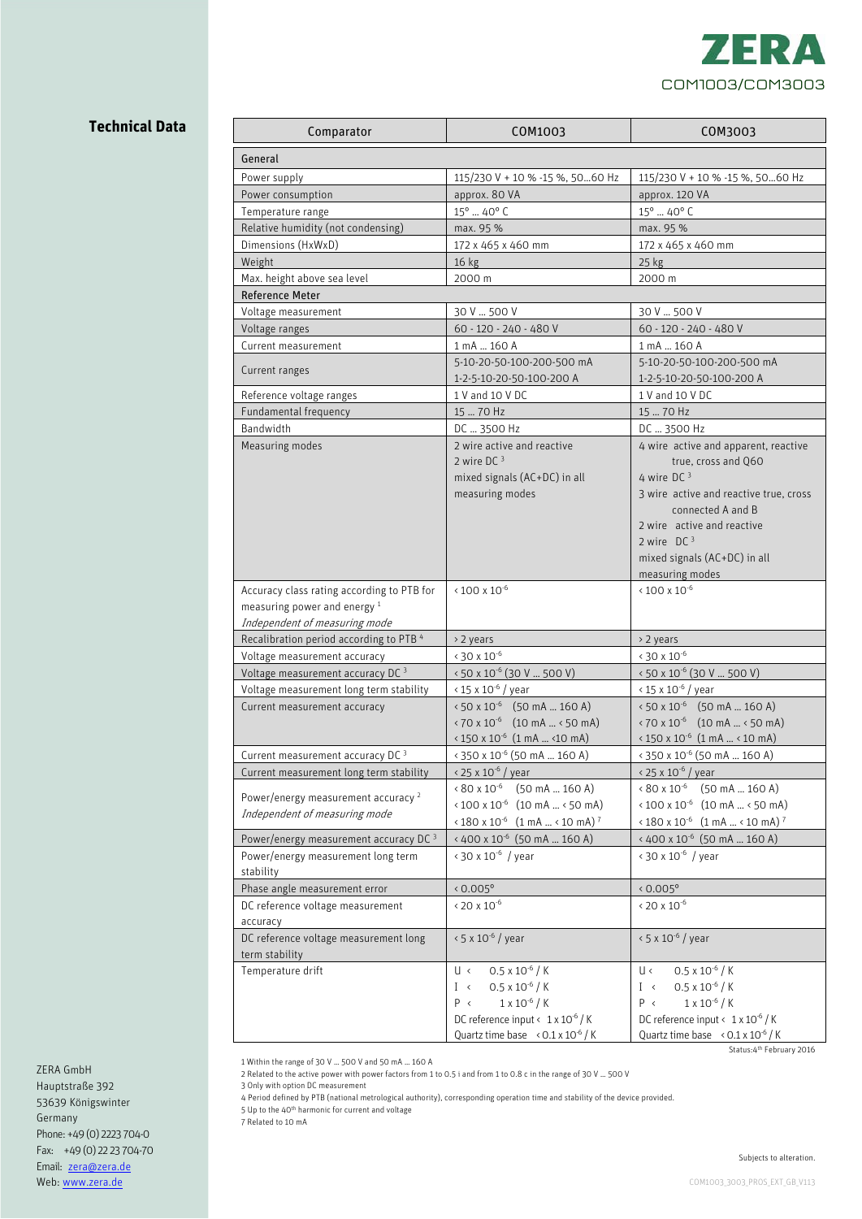## Technical Data

| Comparator | COM1003 | COM3003 |
|---|---|---|
| **General** | | |
| Power supply | 115/230 V + 10 % -15 %, 50...60 Hz | 115/230 V + 10 % -15 %, 50...60 Hz |
| Power consumption | approx. 80 VA | approx. 120 VA |
| Temperature range | 15° ... 40° C | 15° ... 40° C |
| Relative humidity (not condensing) | max. 95 % | max. 95 % |
| Dimensions (HxWxD) | 172 x 465 x 460 mm | 172 x 465 x 460 mm |
| Weight | 16 kg | 25 kg |
| Max. height above sea level | 2000 m | 2000 m |
| **Reference Meter** | | |
| Voltage measurement | 30 V ... 500 V | 30 V ... 500 V |
| Voltage ranges | 60 - 120 - 240 - 480 V | 60 - 120 - 240 - 480 V |
| Current measurement | 1 mA ... 160 A | 1 mA ... 160 A |
| Current ranges | 5-10-20-50-100-200-500 mA<br>1-2-5-10-20-50-100-200 A | 5-10-20-50-100-200-500 mA<br>1-2-5-10-20-50-100-200 A |
| Reference voltage ranges | 1 V and 10 V DC | 1 V and 10 V DC |
| Fundamental frequency | 15 ... 70 Hz | 15 ... 70 Hz |
| Bandwidth | DC ... 3500 Hz | DC ... 3500 Hz |
| Measuring modes | 2 wire active and reactive<br>2 wire DC [3]<br>mixed signals (AC+DC) in all measuring modes | 4 wire active and apparent, reactive true, cross and Q60<br>4 wire DC [3]<br>3 wire active and reactive true, cross connected A and B<br>2 wire active and reactive<br>2 wire DC [3]<br>mixed signals (AC+DC) in all measuring modes |
| Accuracy class rating according to PTB for measuring power and energy [1]<br>*Independent of measuring mode* | $< 100 \times 10^{-6}$ | $< 100 \times 10^{-6}$ |
| Recalibration period according to PTB [4] | > 2 years | > 2 years |
| Voltage measurement accuracy | $< 30 \times 10^{-6}$ | $< 30 \times 10^{-6}$ |
| Voltage measurement accuracy DC [3] | $< 50 \times 10^{-6}$ (30 V ... 500 V) | $< 50 \times 10^{-6}$ (30 V ... 500 V) |
| Voltage measurement long term stability | $< 15 \times 10^{-6}$ / year | $< 15 \times 10^{-6}$ / year |
| Current measurement accuracy | $< 50 \times 10^{-6}$ (50 mA ... 160 A)<br>$< 70 \times 10^{-6}$ (10 mA ... < 50 mA)<br>$< 150 \times 10^{-6}$ (1 mA ... <10 mA) | $< 50 \times 10^{-6}$ (50 mA ... 160 A)<br>$< 70 \times 10^{-6}$ (10 mA ... < 50 mA)<br>$< 150 \times 10^{-6}$ (1 mA ... < 10 mA) |
| Current measurement accuracy DC [3] | $< 350 \times 10^{-6}$ (50 mA ... 160 A) | $< 350 \times 10^{-6}$ (50 mA ... 160 A) |
| Current measurement long term stability | $< 25 \times 10^{-6}$ / year | $< 25 \times 10^{-6}$ / year |
| Power/energy measurement accuracy [2]<br>*Independent of measuring mode* | $< 80 \times 10^{-6}$ (50 mA ... 160 A)<br>$< 100 \times 10^{-6}$ (10 mA ... < 50 mA)<br>$< 180 \times 10^{-6}$ (1 mA ... < 10 mA) [7] | $< 80 \times 10^{-6}$ (50 mA ... 160 A)<br>$< 100 \times 10^{-6}$ (10 mA ... < 50 mA)<br>$< 180 \times 10^{-6}$ (1 mA ... < 10 mA) [7] |
| Power/energy measurement accuracy DC [3] | $< 400 \times 10^{-6}$ (50 mA ... 160 A) | $< 400 \times 10^{-6}$ (50 mA ... 160 A) |
| Power/energy measurement long term stability | $< 30 \times 10^{-6}$ / year | $< 30 \times 10^{-6}$ / year |
| Phase angle measurement error | < 0.005° | < 0.005° |
| DC reference voltage measurement accuracy | $< 20 \times 10^{-6}$ | $< 20 \times 10^{-6}$ |
| DC reference voltage measurement long term stability | $< 5 \times 10^{-6}$ / year | $< 5 \times 10^{-6}$ / year |
| Temperature drift | U < $0.5 \times 10^{-6}$ / K<br>I < $0.5 \times 10^{-6}$ / K<br>P < $1 \times 10^{-6}$ / K<br>DC reference input < $1 \times 10^{-6}$ / K<br>Quartz time base < $0.1 \times 10^{-6}$ / K | U < $0.5 \times 10^{-6}$ / K<br>I < $0.5 \times 10^{-6}$ / K<br>P < $1 \times 10^{-6}$ / K<br>DC reference input < $1 \times 10^{-6}$ / K<br>Quartz time base < $0.1 \times 10^{-6}$ / K |

Status:4th February 2016

1 Within the range of 30 V ... 500 V and 50 mA ... 160 A
2 Related to the active power with power factors from 1 to 0.5 i and from 1 to 0.8 c in the range of 30 V ... 500 V
3 Only with option DC measurement
4 Period defined by PTB (national metrological authority), corresponding operation time and stability of the device provided.
5 Up to the 40th harmonic for current and voltage
7 Related to 10 mA

ZERA GmbH
Hauptstraße 392
53639 Königswinter
Germany
Phone: +49 (0) 2223 704-0
Fax: +49 (0) 22 23 704-70
Email: zera@zera.de
Web: www.zera.de

Subjects to alteration.

COM1003_3003_PROS_EXT_GB_V113